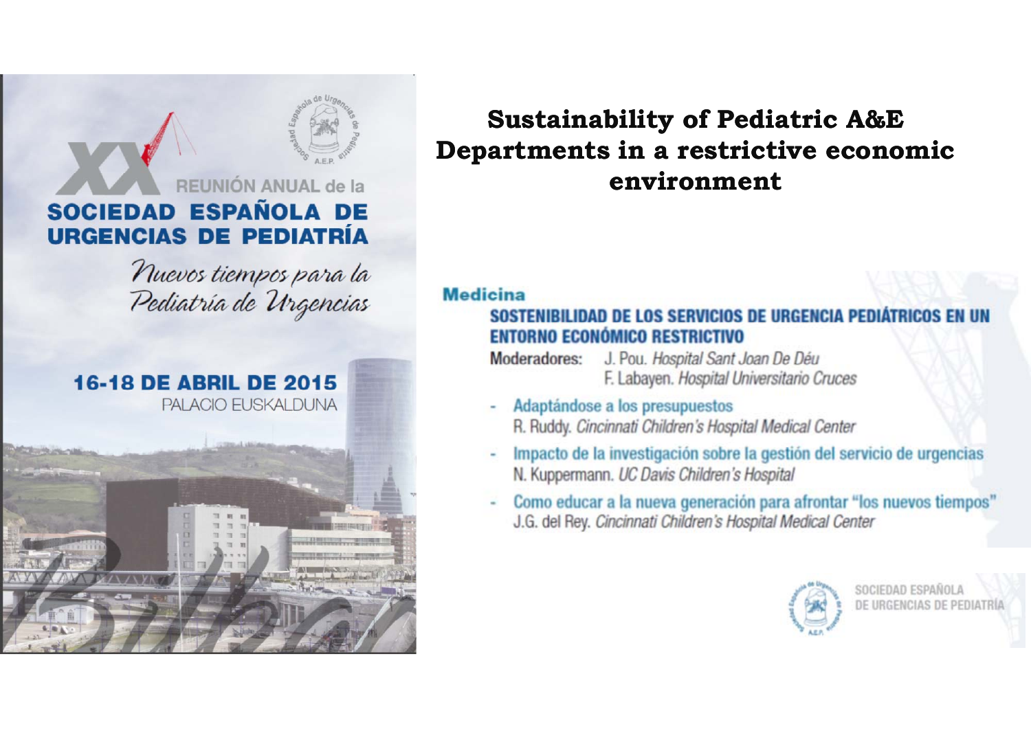XX REUNIÓN ANUAL de la

**SOCIEDAD ESPAÑOLA DE URGENCIAS DE PEDIATRÍA**

*Nuevos tiempos para la Pediatría de Urgencias*

**16-18 DE ABRIL DE 2015**
PALACIO EUSKALDUNA

# Sustainability of Pediatric A&E Departments in a restrictive economic environment

## Medicina

### SOSTENIBILIDAD DE LOS SERVICIOS DE URGENCIA PEDIÁTRICOS EN UN ENTORNO ECONÓMICO RESTRICTIVO

**Moderadores:** J. Pou. *Hospital Sant Joan De Déu*
F. Labayen. *Hospital Universitario Cruces*

- Adaptándose a los presupuestos
  R. Ruddy. *Cincinnati Children's Hospital Medical Center*
- Impacto de la investigación sobre la gestión del servicio de urgencias
  N. Kuppermann. *UC Davis Children's Hospital*
- Como educar a la nueva generación para afrontar "los nuevos tiempos"
  J.G. del Rey. *Cincinnati Children's Hospital Medical Center*

SOCIEDAD ESPAÑOLA DE URGENCIAS DE PEDIATRÍA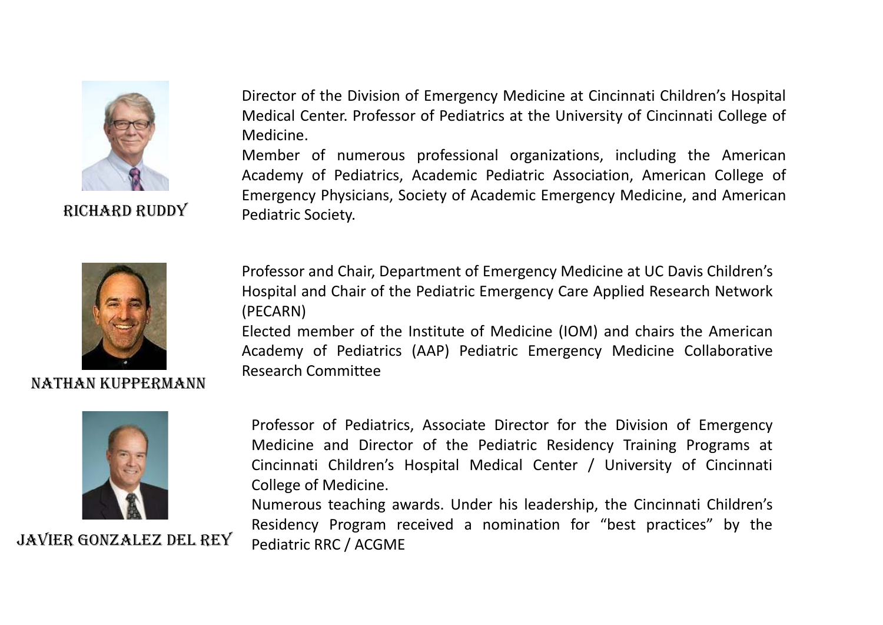**RICHARD RUDDY**

Director of the Division of Emergency Medicine at Cincinnati Children's Hospital Medical Center. Professor of Pediatrics at the University of Cincinnati College of Medicine.

Member of numerous professional organizations, including the American Academy of Pediatrics, Academic Pediatric Association, American College of Emergency Physicians, Society of Academic Emergency Medicine, and American Pediatric Society.

**NATHAN KUPPERMANN**

Professor and Chair, Department of Emergency Medicine at UC Davis Children's Hospital and Chair of the Pediatric Emergency Care Applied Research Network (PECARN)

Elected member of the Institute of Medicine (IOM) and chairs the American Academy of Pediatrics (AAP) Pediatric Emergency Medicine Collaborative Research Committee

**JAVIER GONZALEZ DEL REY**

Professor of Pediatrics, Associate Director for the Division of Emergency Medicine and Director of the Pediatric Residency Training Programs at Cincinnati Children's Hospital Medical Center / University of Cincinnati College of Medicine.

Numerous teaching awards. Under his leadership, the Cincinnati Children's Residency Program received a nomination for "best practices" by the Pediatric RRC / ACGME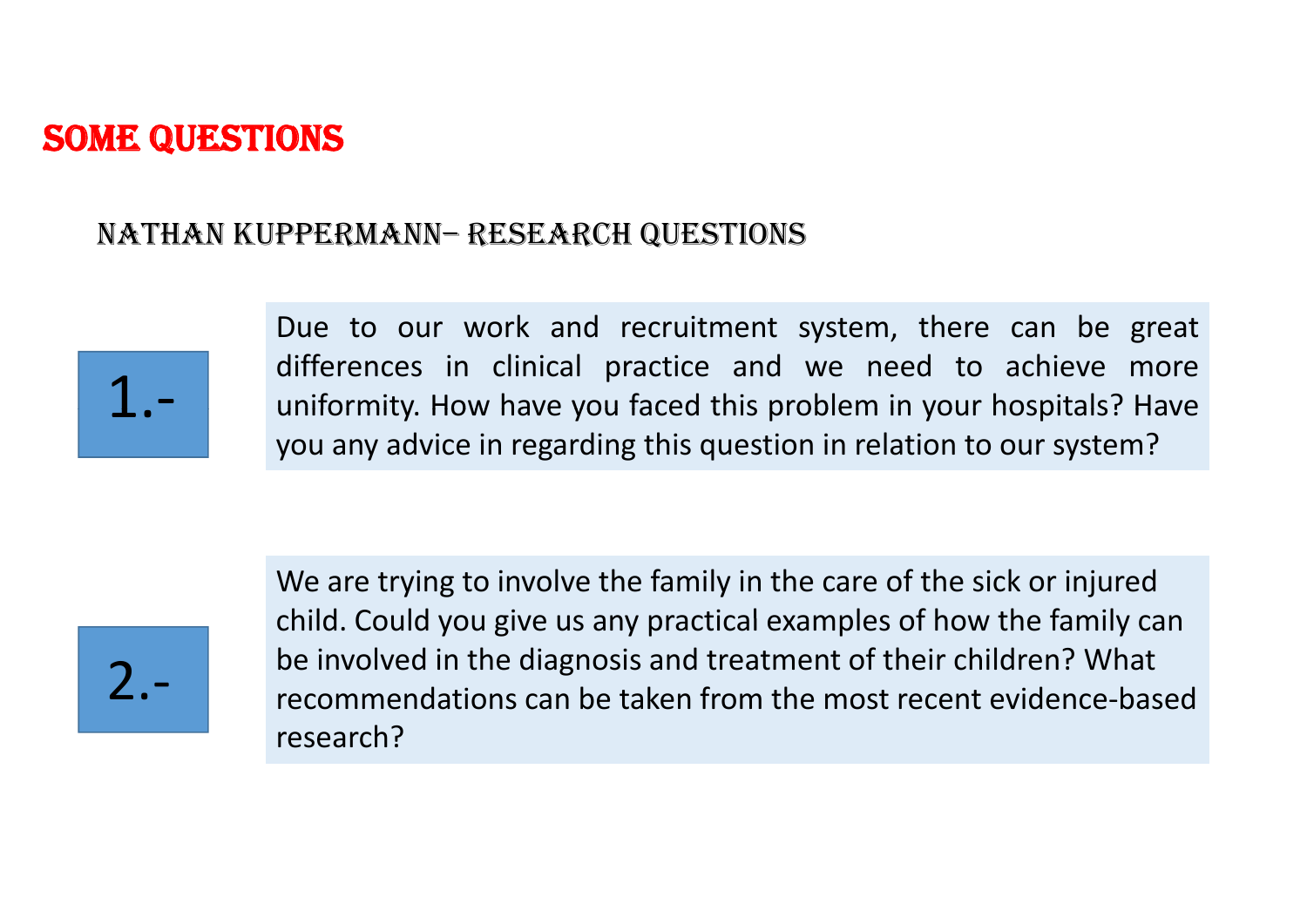# SOME QUESTIONS

## NATHAN KUPPERMANN– RESEARCH QUESTIONS

**1.-**

Due to our work and recruitment system, there can be great differences in clinical practice and we need to achieve more uniformity. How have you faced this problem in your hospitals? Have you any advice in regarding this question in relation to our system?

**2.-**

We are trying to involve the family in the care of the sick or injured child. Could you give us any practical examples of how the family can be involved in the diagnosis and treatment of their children? What recommendations can be taken from the most recent evidence-based research?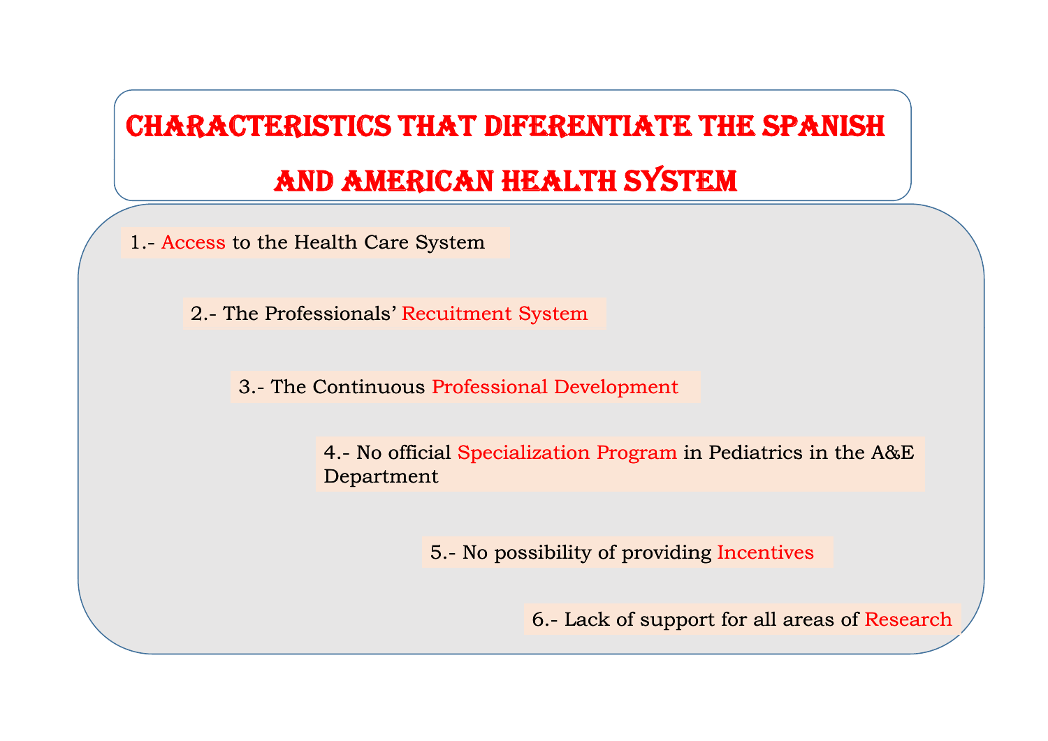# CHARACTERISTICS THAT DIFERENTIATE THE SPANISH AND AMERICAN HEALTH SYSTEM

1.- Access to the Health Care System

2.- The Professionals' Recuitment System

3.- The Continuous Professional Development

4.- No official Specialization Program in Pediatrics in the A&E Department

5.- No possibility of providing Incentives

6.- Lack of support for all areas of Research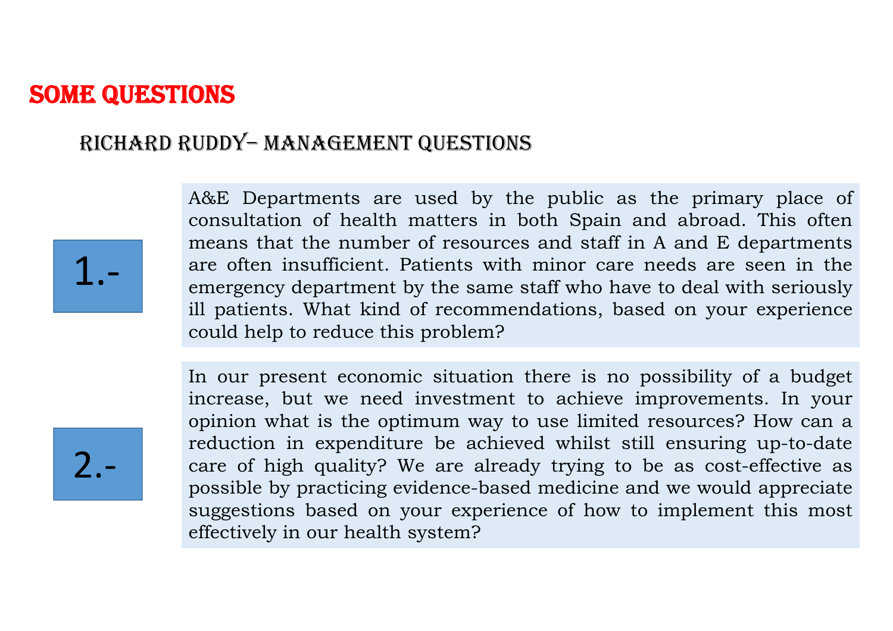# SOME QUESTIONS

## RICHARD RUDDY– MANAGEMENT QUESTIONS

**1.-**

A&E Departments are used by the public as the primary place of consultation of health matters in both Spain and abroad. This often means that the number of resources and staff in A and E departments are often insufficient. Patients with minor care needs are seen in the emergency department by the same staff who have to deal with seriously ill patients. What kind of recommendations, based on your experience could help to reduce this problem?

**2.-**

In our present economic situation there is no possibility of a budget increase, but we need investment to achieve improvements. In your opinion what is the optimum way to use limited resources? How can a reduction in expenditure be achieved whilst still ensuring up-to-date care of high quality? We are already trying to be as cost-effective as possible by practicing evidence-based medicine and we would appreciate suggestions based on your experience of how to implement this most effectively in our health system?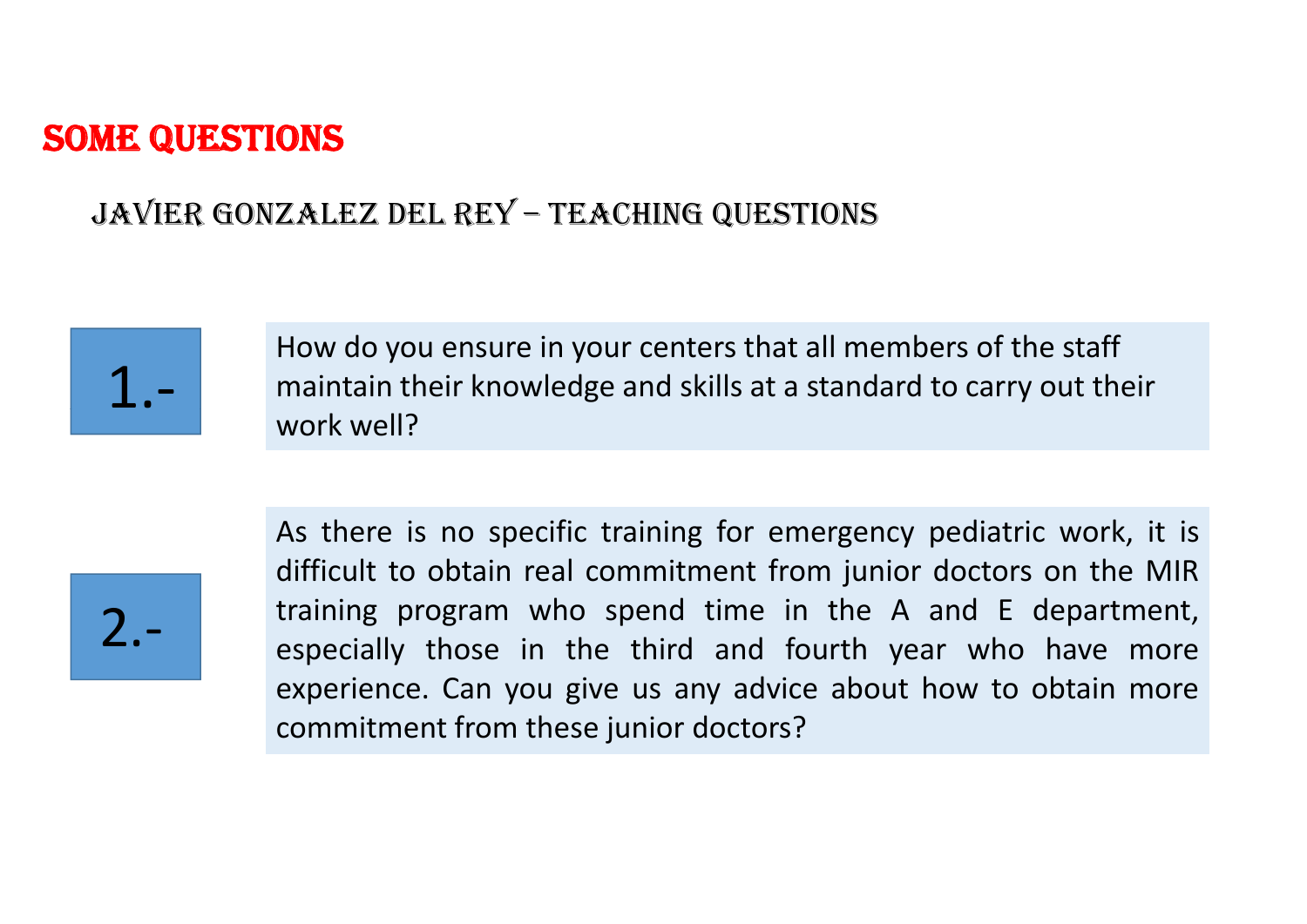# SOME QUESTIONS

## JAVIER GONZALEZ DEL REY – TEACHING QUESTIONS

**1.-** How do you ensure in your centers that all members of the staff maintain their knowledge and skills at a standard to carry out their work well?

**2.-** As there is no specific training for emergency pediatric work, it is difficult to obtain real commitment from junior doctors on the MIR training program who spend time in the A and E department, especially those in the third and fourth year who have more experience. Can you give us any advice about how to obtain more commitment from these junior doctors?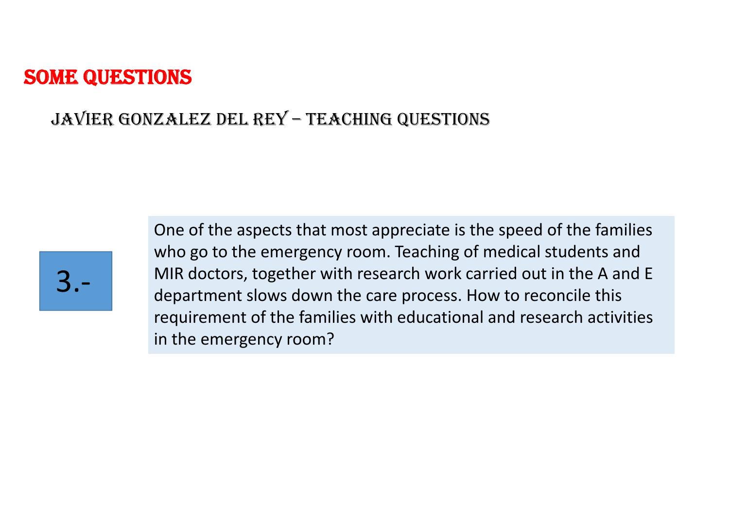# SOME QUESTIONS

## JAVIER GONZALEZ DEL REY – TEACHING QUESTIONS

**3.-**

One of the aspects that most appreciate is the speed of the families who go to the emergency room. Teaching of medical students and MIR doctors, together with research work carried out in the A and E department slows down the care process. How to reconcile this requirement of the families with educational and research activities in the emergency room?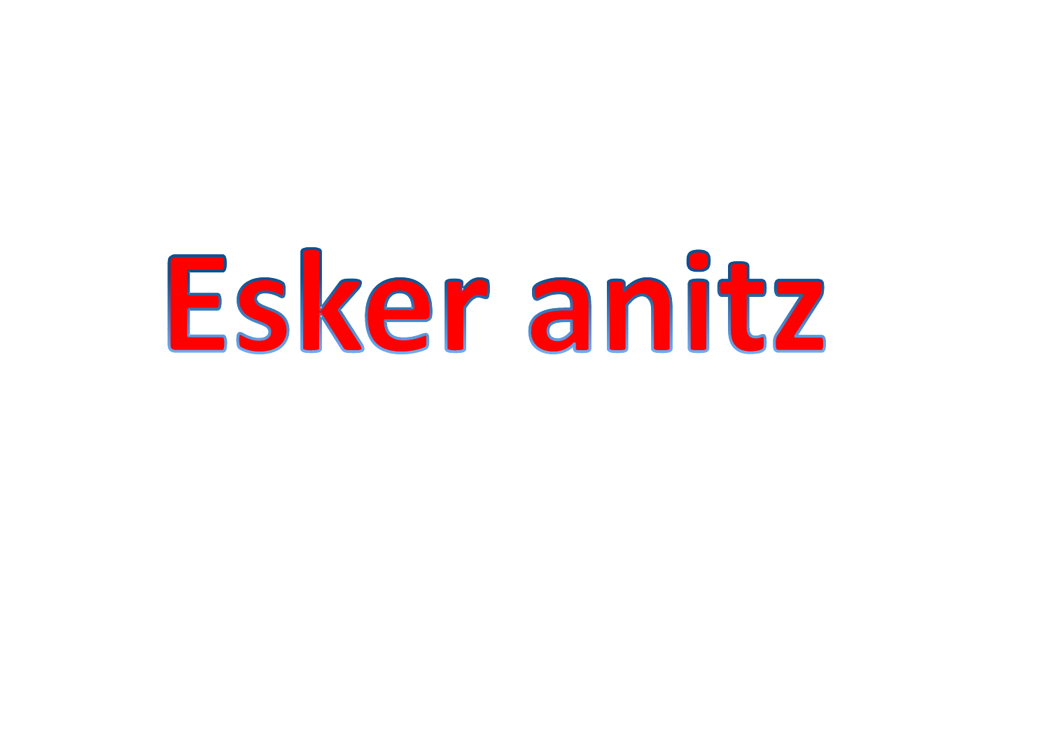# Esker anitz